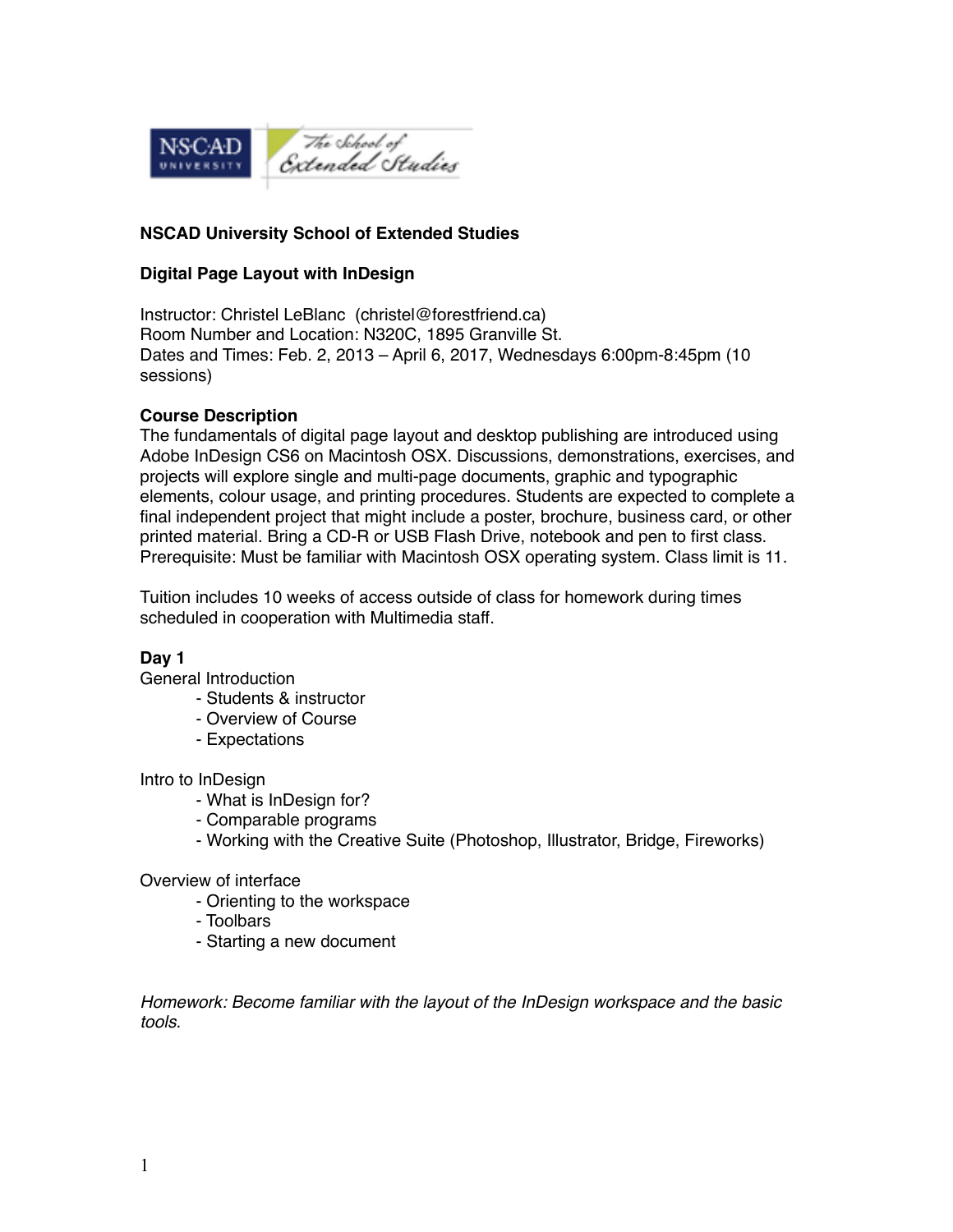**NSCAD University School of Extended Studies**

**Digital Page Layout with InDesign**

Instructor: Christel LeBlanc (christel@forestfriend.ca)
Room Number and Location: N320C, 1895 Granville St.
Dates and Times: Feb. 2, 2013 – April 6, 2017, Wednesdays 6:00pm-8:45pm (10 sessions)

**Course Description**
The fundamentals of digital page layout and desktop publishing are introduced using Adobe InDesign CS6 on Macintosh OSX. Discussions, demonstrations, exercises, and projects will explore single and multi-page documents, graphic and typographic elements, colour usage, and printing procedures. Students are expected to complete a final independent project that might include a poster, brochure, business card, or other printed material. Bring a CD-R or USB Flash Drive, notebook and pen to first class. Prerequisite: Must be familiar with Macintosh OSX operating system. Class limit is 11.

Tuition includes 10 weeks of access outside of class for homework during times scheduled in cooperation with Multimedia staff.

**Day 1**
General Introduction
- Students & instructor
- Overview of Course
- Expectations

Intro to InDesign
- What is InDesign for?
- Comparable programs
- Working with the Creative Suite (Photoshop, Illustrator, Bridge, Fireworks)

Overview of interface
- Orienting to the workspace
- Toolbars
- Starting a new document

*Homework: Become familiar with the layout of the InDesign workspace and the basic tools.*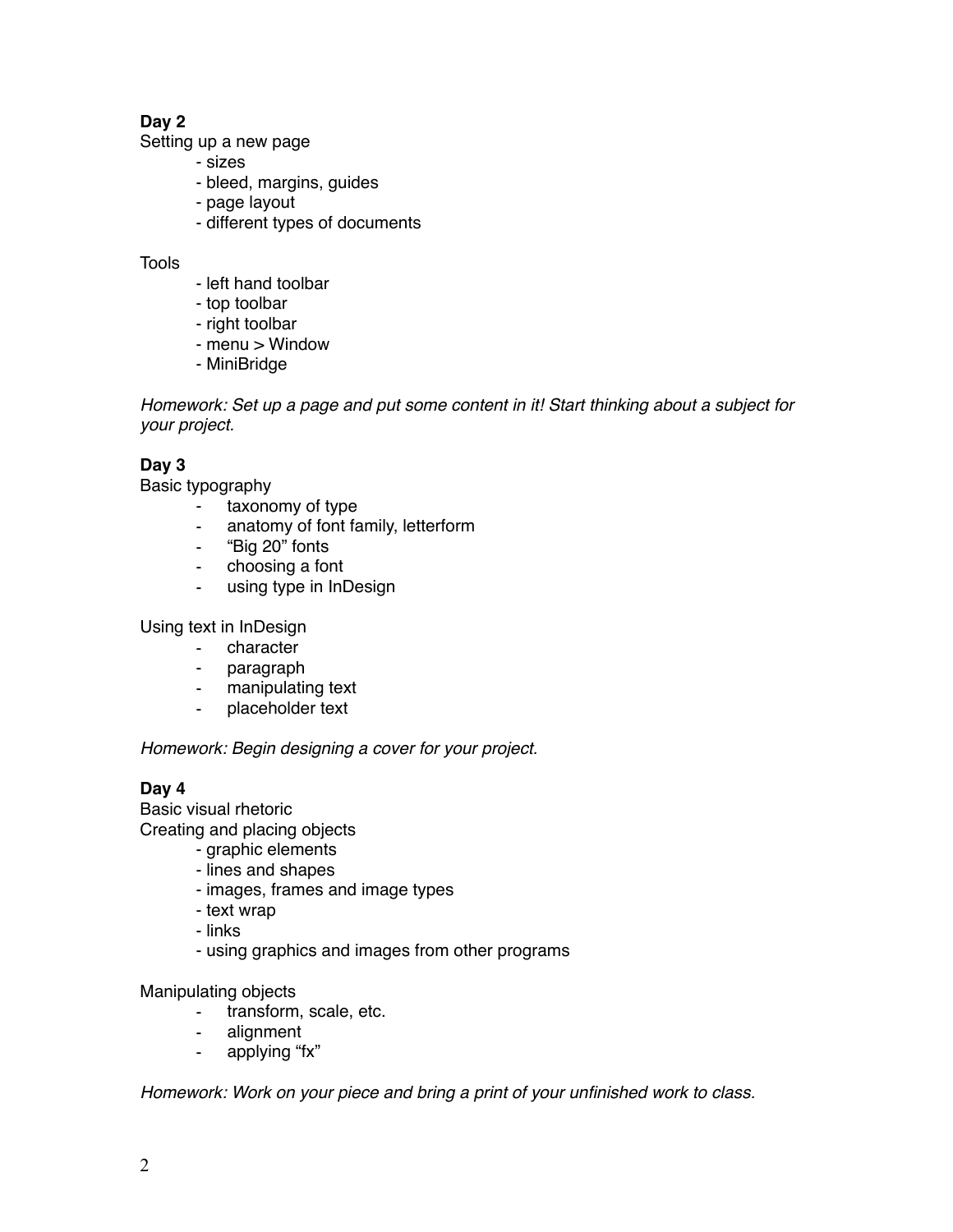**Day 2**

Setting up a new page

- sizes
- bleed, margins, guides
- page layout
- different types of documents

Tools

- left hand toolbar
- top toolbar
- right toolbar
- menu > Window
- MiniBridge

*Homework: Set up a page and put some content in it! Start thinking about a subject for your project.*

**Day 3**

Basic typography

- taxonomy of type
- anatomy of font family, letterform
- “Big 20” fonts
- choosing a font
- using type in InDesign

Using text in InDesign

- character
- paragraph
- manipulating text
- placeholder text

*Homework: Begin designing a cover for your project.*

**Day 4**

Basic visual rhetoric

Creating and placing objects

- graphic elements
- lines and shapes
- images, frames and image types
- text wrap
- links
- using graphics and images from other programs

Manipulating objects

- transform, scale, etc.
- alignment
- applying “fx”

*Homework: Work on your piece and bring a print of your unfinished work to class.*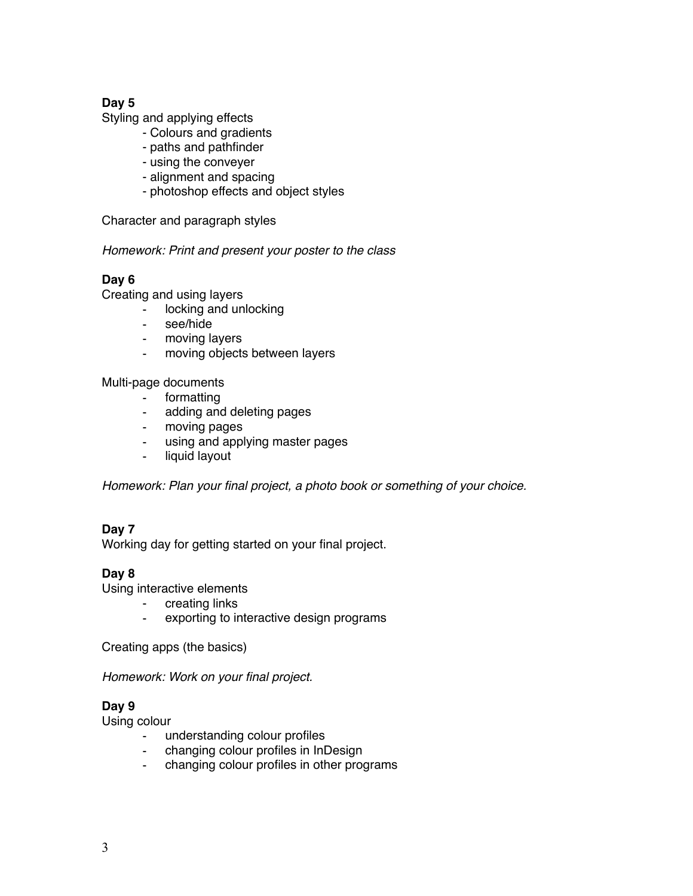**Day 5**

Styling and applying effects

- Colours and gradients
- paths and pathfinder
- using the conveyer
- alignment and spacing
- photoshop effects and object styles

Character and paragraph styles

*Homework: Print and present your poster to the class*

**Day 6**

Creating and using layers

- locking and unlocking
- see/hide
- moving layers
- moving objects between layers

Multi-page documents

- formatting
- adding and deleting pages
- moving pages
- using and applying master pages
- liquid layout

*Homework: Plan your final project, a photo book or something of your choice.*

**Day 7**

Working day for getting started on your final project.

**Day 8**

Using interactive elements

- creating links
- exporting to interactive design programs

Creating apps (the basics)

*Homework: Work on your final project.*

**Day 9**

Using colour

- understanding colour profiles
- changing colour profiles in InDesign
- changing colour profiles in other programs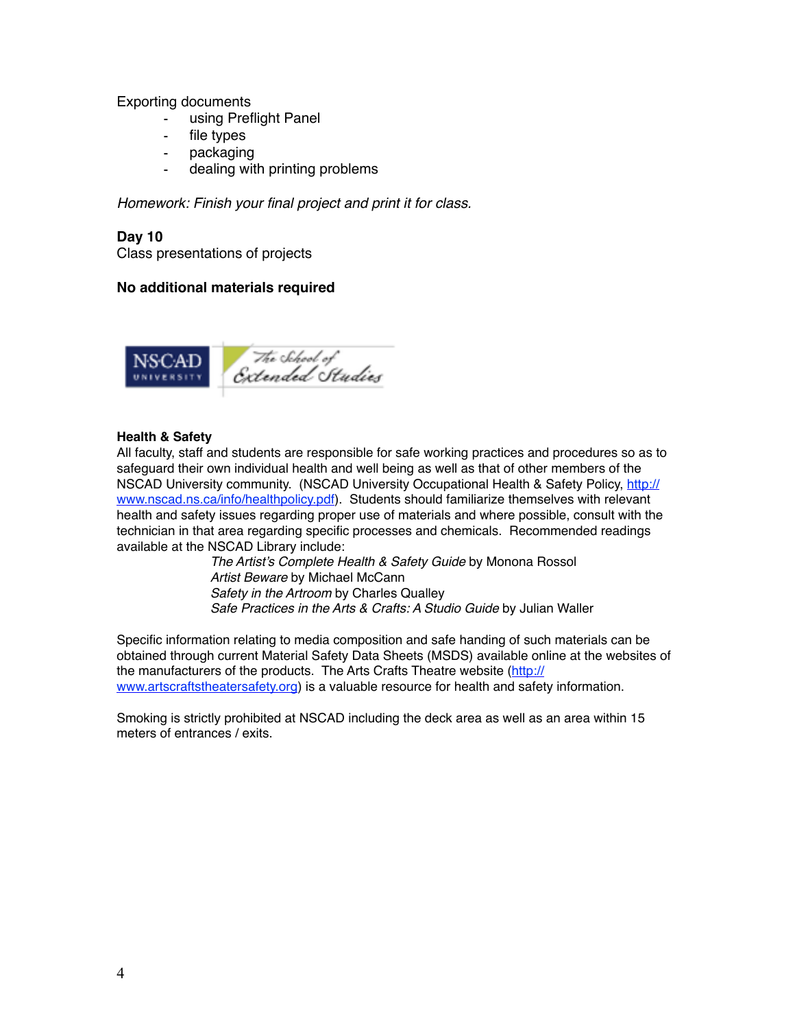Exporting documents

- using Preflight Panel
- file types
- packaging
- dealing with printing problems

*Homework: Finish your final project and print it for class.*

**Day 10**
Class presentations of projects

**No additional materials required**

**Health & Safety**
All faculty, staff and students are responsible for safe working practices and procedures so as to safeguard their own individual health and well being as well as that of other members of the NSCAD University community. (NSCAD University Occupational Health & Safety Policy, http://www.nscad.ns.ca/info/healthpolicy.pdf). Students should familiarize themselves with relevant health and safety issues regarding proper use of materials and where possible, consult with the technician in that area regarding specific processes and chemicals. Recommended readings available at the NSCAD Library include:

*The Artist's Complete Health & Safety Guide* by Monona Rossol
*Artist Beware* by Michael McCann
*Safety in the Artroom* by Charles Qualley
*Safe Practices in the Arts & Crafts: A Studio Guide* by Julian Waller

Specific information relating to media composition and safe handing of such materials can be obtained through current Material Safety Data Sheets (MSDS) available online at the websites of the manufacturers of the products. The Arts Crafts Theatre website (http://www.artscraftstheatersafety.org) is a valuable resource for health and safety information.

Smoking is strictly prohibited at NSCAD including the deck area as well as an area within 15 meters of entrances / exits.